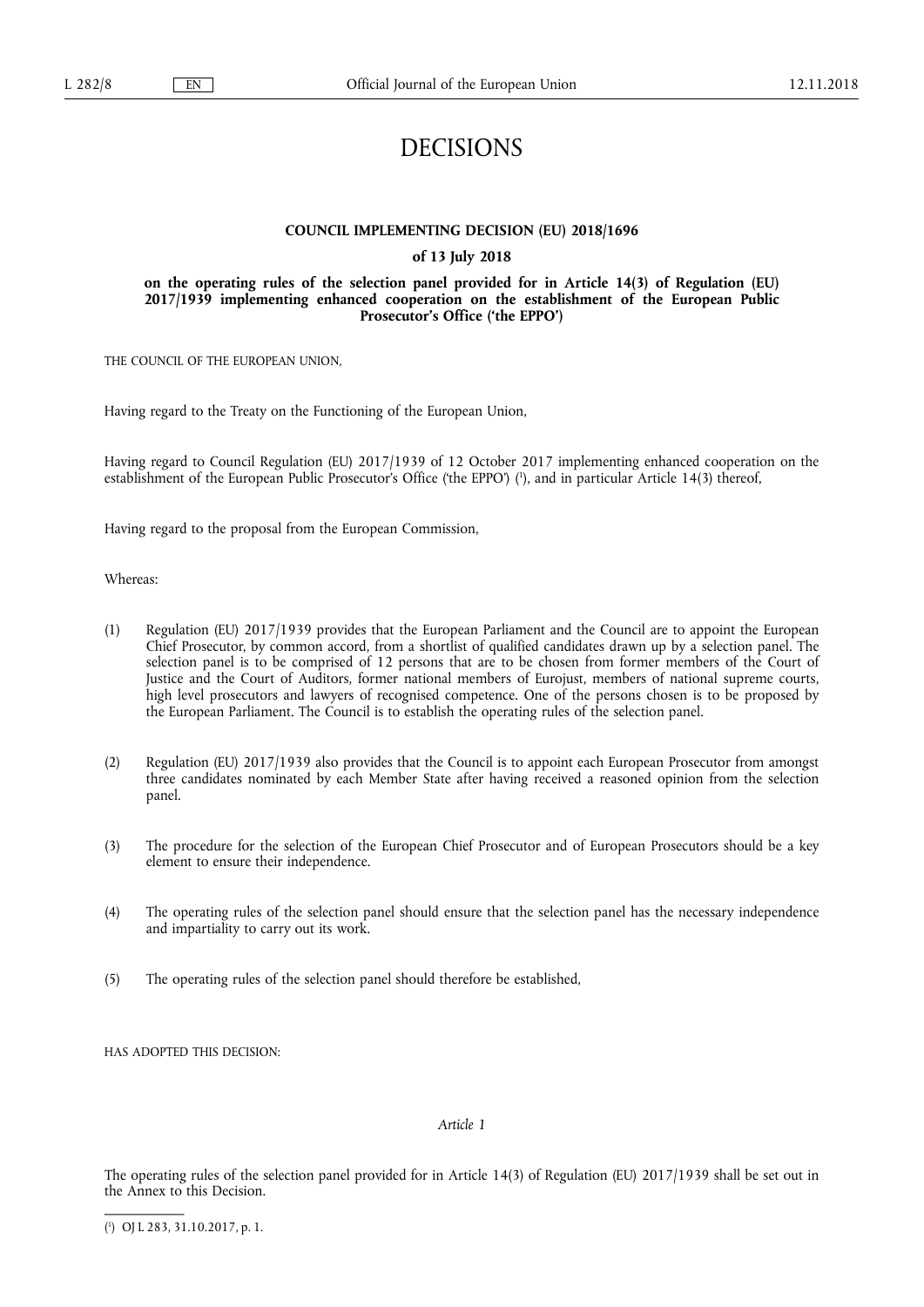# DECISIONS

## COUNCIL IMPLEMENTING DECISION (EU) 2018/1696

### of 13 July 2018

### on the operating rules of the selection panel provided for in Article 14(3) of Regulation (EU) 2017/1939 implementing enhanced cooperation on the establishment of the European Public Prosecutor's Office ('the EPPO')

THE COUNCIL OF THE EUROPEAN UNION,

Having regard to the Treaty on the Functioning of the European Union,

Having regard to Council Regulation (EU) 2017/1939 of 12 October 2017 implementing enhanced cooperation on the establishment of the European Public Prosecutor's Office ('the EPPO') [1], and in particular Article 14(3) thereof,

Having regard to the proposal from the European Commission,

Whereas:

(1) Regulation (EU) 2017/1939 provides that the European Parliament and the Council are to appoint the European Chief Prosecutor, by common accord, from a shortlist of qualified candidates drawn up by a selection panel. The selection panel is to be comprised of 12 persons that are to be chosen from former members of the Court of Justice and the Court of Auditors, former national members of Eurojust, members of national supreme courts, high level prosecutors and lawyers of recognised competence. One of the persons chosen is to be proposed by the European Parliament. The Council is to establish the operating rules of the selection panel.

(2) Regulation (EU) 2017/1939 also provides that the Council is to appoint each European Prosecutor from amongst three candidates nominated by each Member State after having received a reasoned opinion from the selection panel.

(3) The procedure for the selection of the European Chief Prosecutor and of European Prosecutors should be a key element to ensure their independence.

(4) The operating rules of the selection panel should ensure that the selection panel has the necessary independence and impartiality to carry out its work.

(5) The operating rules of the selection panel should therefore be established,

HAS ADOPTED THIS DECISION:

*Article 1*

The operating rules of the selection panel provided for in Article 14(3) of Regulation (EU) 2017/1939 shall be set out in the Annex to this Decision.

---

[1] OJ L 283, 31.10.2017, p. 1.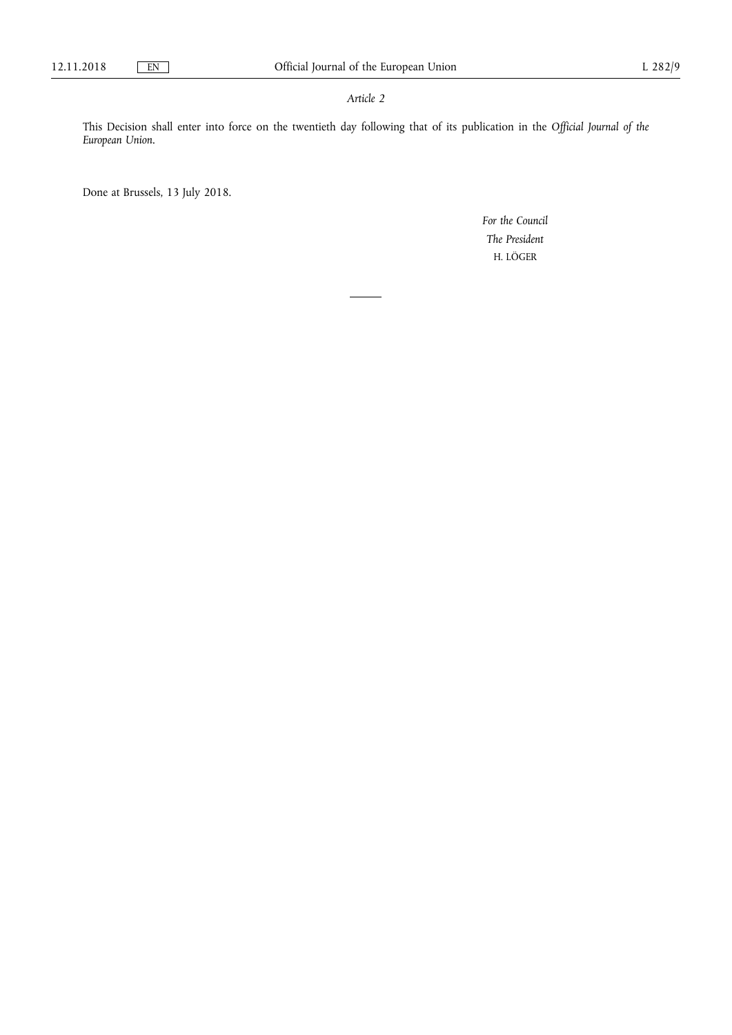*Article 2*

This Decision shall enter into force on the twentieth day following that of its publication in the *Official Journal of the European Union*.

Done at Brussels, 13 July 2018.

*For the Council*

*The President*

H. LÖGER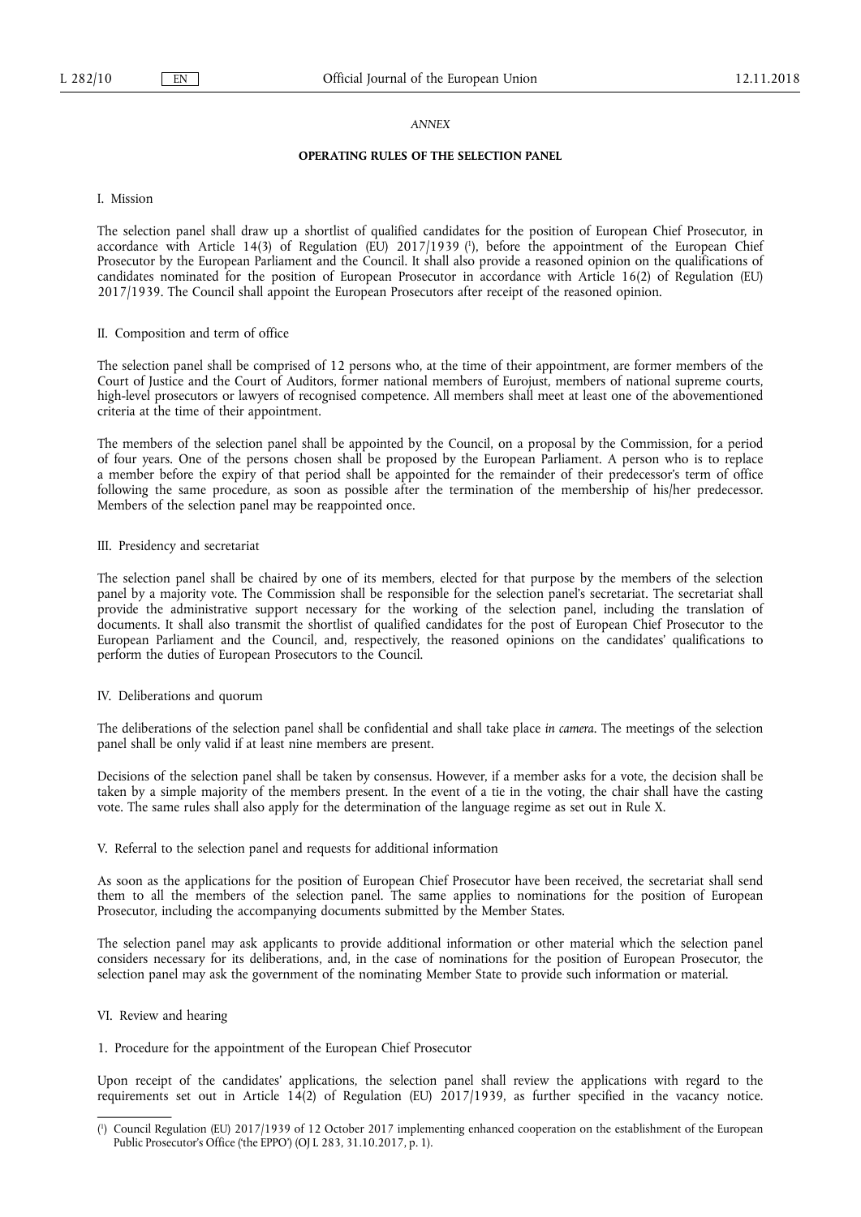*ANNEX*

**OPERATING RULES OF THE SELECTION PANEL**

I. Mission

The selection panel shall draw up a shortlist of qualified candidates for the position of European Chief Prosecutor, in accordance with Article 14(3) of Regulation (EU) 2017/1939 [1], before the appointment of the European Chief Prosecutor by the European Parliament and the Council. It shall also provide a reasoned opinion on the qualifications of candidates nominated for the position of European Prosecutor in accordance with Article 16(2) of Regulation (EU) 2017/1939. The Council shall appoint the European Prosecutors after receipt of the reasoned opinion.

II. Composition and term of office

The selection panel shall be comprised of 12 persons who, at the time of their appointment, are former members of the Court of Justice and the Court of Auditors, former national members of Eurojust, members of national supreme courts, high-level prosecutors or lawyers of recognised competence. All members shall meet at least one of the abovementioned criteria at the time of their appointment.

The members of the selection panel shall be appointed by the Council, on a proposal by the Commission, for a period of four years. One of the persons chosen shall be proposed by the European Parliament. A person who is to replace a member before the expiry of that period shall be appointed for the remainder of their predecessor's term of office following the same procedure, as soon as possible after the termination of the membership of his/her predecessor. Members of the selection panel may be reappointed once.

III. Presidency and secretariat

The selection panel shall be chaired by one of its members, elected for that purpose by the members of the selection panel by a majority vote. The Commission shall be responsible for the selection panel's secretariat. The secretariat shall provide the administrative support necessary for the working of the selection panel, including the translation of documents. It shall also transmit the shortlist of qualified candidates for the post of European Chief Prosecutor to the European Parliament and the Council, and, respectively, the reasoned opinions on the candidates' qualifications to perform the duties of European Prosecutors to the Council.

IV. Deliberations and quorum

The deliberations of the selection panel shall be confidential and shall take place *in camera*. The meetings of the selection panel shall be only valid if at least nine members are present.

Decisions of the selection panel shall be taken by consensus. However, if a member asks for a vote, the decision shall be taken by a simple majority of the members present. In the event of a tie in the voting, the chair shall have the casting vote. The same rules shall also apply for the determination of the language regime as set out in Rule X.

V. Referral to the selection panel and requests for additional information

As soon as the applications for the position of European Chief Prosecutor have been received, the secretariat shall send them to all the members of the selection panel. The same applies to nominations for the position of European Prosecutor, including the accompanying documents submitted by the Member States.

The selection panel may ask applicants to provide additional information or other material which the selection panel considers necessary for its deliberations, and, in the case of nominations for the position of European Prosecutor, the selection panel may ask the government of the nominating Member State to provide such information or material.

VI. Review and hearing

1. Procedure for the appointment of the European Chief Prosecutor

Upon receipt of the candidates' applications, the selection panel shall review the applications with regard to the requirements set out in Article 14(2) of Regulation (EU) 2017/1939, as further specified in the vacancy notice.

---

[1] Council Regulation (EU) 2017/1939 of 12 October 2017 implementing enhanced cooperation on the establishment of the European Public Prosecutor's Office ('the EPPO') (OJ L 283, 31.10.2017, p. 1).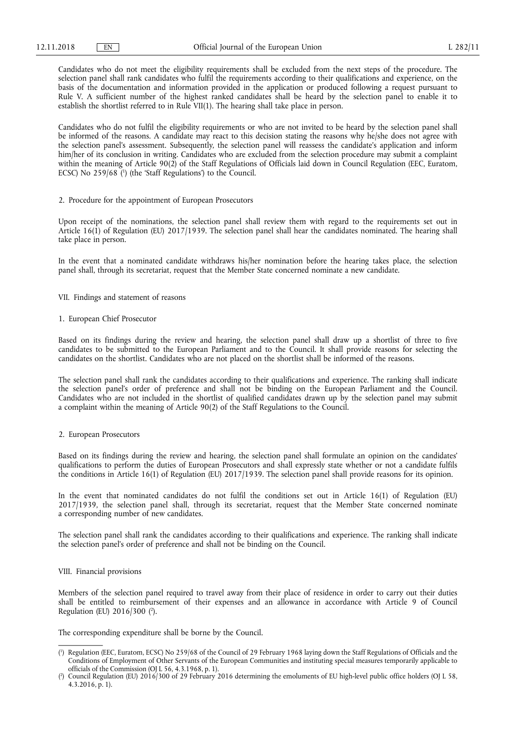Candidates who do not meet the eligibility requirements shall be excluded from the next steps of the procedure. The selection panel shall rank candidates who fulfil the requirements according to their qualifications and experience, on the basis of the documentation and information provided in the application or produced following a request pursuant to Rule V. A sufficient number of the highest ranked candidates shall be heard by the selection panel to enable it to establish the shortlist referred to in Rule VII(1). The hearing shall take place in person.

Candidates who do not fulfil the eligibility requirements or who are not invited to be heard by the selection panel shall be informed of the reasons. A candidate may react to this decision stating the reasons why he/she does not agree with the selection panel's assessment. Subsequently, the selection panel will reassess the candidate's application and inform him/her of its conclusion in writing. Candidates who are excluded from the selection procedure may submit a complaint within the meaning of Article 90(2) of the Staff Regulations of Officials laid down in Council Regulation (EEC, Euratom, ECSC) No 259/68 ([1]) (the 'Staff Regulations') to the Council.

2. Procedure for the appointment of European Prosecutors

Upon receipt of the nominations, the selection panel shall review them with regard to the requirements set out in Article 16(1) of Regulation (EU) 2017/1939. The selection panel shall hear the candidates nominated. The hearing shall take place in person.

In the event that a nominated candidate withdraws his/her nomination before the hearing takes place, the selection panel shall, through its secretariat, request that the Member State concerned nominate a new candidate.

VII. Findings and statement of reasons

1. European Chief Prosecutor

Based on its findings during the review and hearing, the selection panel shall draw up a shortlist of three to five candidates to be submitted to the European Parliament and to the Council. It shall provide reasons for selecting the candidates on the shortlist. Candidates who are not placed on the shortlist shall be informed of the reasons.

The selection panel shall rank the candidates according to their qualifications and experience. The ranking shall indicate the selection panel's order of preference and shall not be binding on the European Parliament and the Council. Candidates who are not included in the shortlist of qualified candidates drawn up by the selection panel may submit a complaint within the meaning of Article 90(2) of the Staff Regulations to the Council.

2. European Prosecutors

Based on its findings during the review and hearing, the selection panel shall formulate an opinion on the candidates' qualifications to perform the duties of European Prosecutors and shall expressly state whether or not a candidate fulfils the conditions in Article 16(1) of Regulation (EU) 2017/1939. The selection panel shall provide reasons for its opinion.

In the event that nominated candidates do not fulfil the conditions set out in Article 16(1) of Regulation (EU) 2017/1939, the selection panel shall, through its secretariat, request that the Member State concerned nominate a corresponding number of new candidates.

The selection panel shall rank the candidates according to their qualifications and experience. The ranking shall indicate the selection panel's order of preference and shall not be binding on the Council.

VIII. Financial provisions

Members of the selection panel required to travel away from their place of residence in order to carry out their duties shall be entitled to reimbursement of their expenses and an allowance in accordance with Article 9 of Council Regulation (EU) 2016/300 ([2]).

The corresponding expenditure shall be borne by the Council.

---

([1]) Regulation (EEC, Euratom, ECSC) No 259/68 of the Council of 29 February 1968 laying down the Staff Regulations of Officials and the Conditions of Employment of Other Servants of the European Communities and instituting special measures temporarily applicable to officials of the Commission (OJ L 56, 4.3.1968, p. 1).

([2]) Council Regulation (EU) 2016/300 of 29 February 2016 determining the emoluments of EU high-level public office holders (OJ L 58, 4.3.2016, p. 1).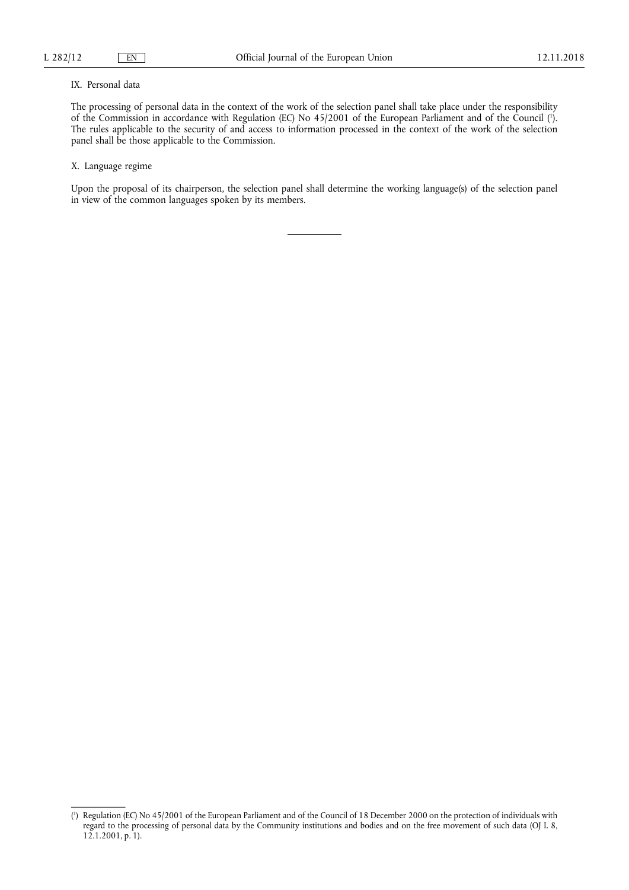IX. Personal data

The processing of personal data in the context of the work of the selection panel shall take place under the responsibility of the Commission in accordance with Regulation (EC) No 45/2001 of the European Parliament and of the Council [1]. The rules applicable to the security of and access to information processed in the context of the work of the selection panel shall be those applicable to the Commission.

X. Language regime

Upon the proposal of its chairperson, the selection panel shall determine the working language(s) of the selection panel in view of the common languages spoken by its members.

---

[1] Regulation (EC) No 45/2001 of the European Parliament and of the Council of 18 December 2000 on the protection of individuals with regard to the processing of personal data by the Community institutions and bodies and on the free movement of such data (OJ L 8, 12.1.2001, p. 1).